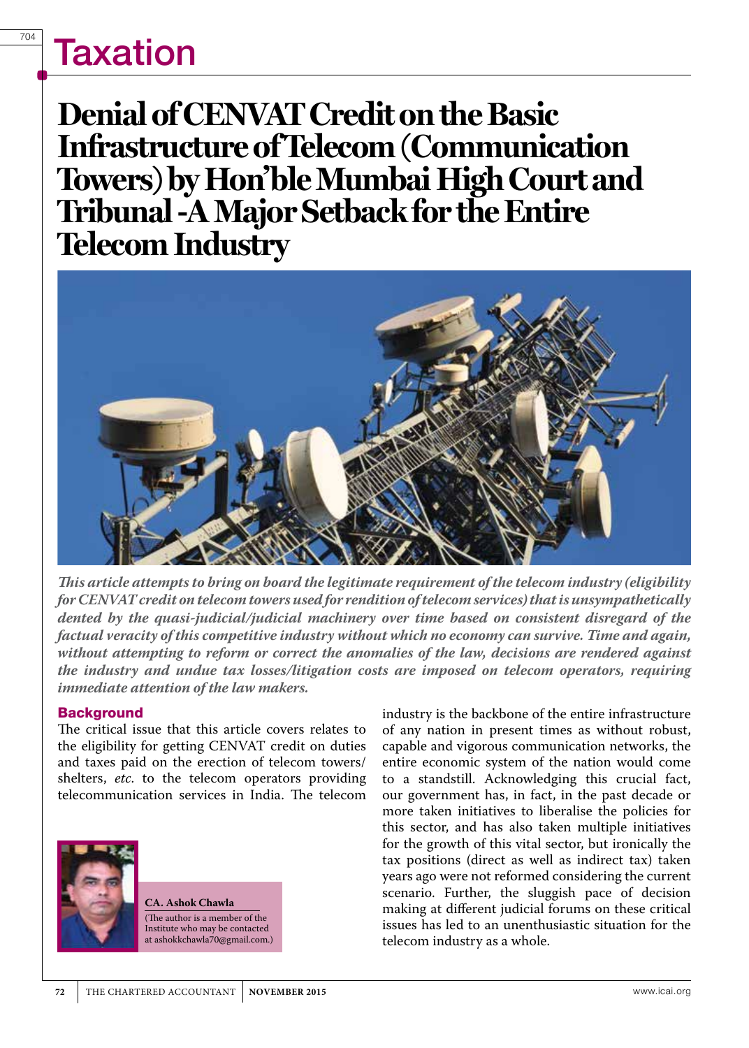# Taxation

## Denial of CENVAT Credit on the Basic Infrastructure of Telecom (Communication Towers) by Hon'ble Mumbai High Court and Tribunal -A Major Setback for the Entire Telecom Industry

*This article attempts to bring on board the legitimate requirement of the telecom industry (eligibility for CENVAT credit on telecom towers used for rendition of telecom services) that is unsympathetically dented by the quasi-judicial/judicial machinery over time based on consistent disregard of the factual veracity of this competitive industry without which no economy can survive. Time and again, without attempting to reform or correct the anomalies of the law, decisions are rendered against the industry and undue tax losses/litigation costs are imposed on telecom operators, requiring immediate attention of the law makers.*

### Background

The critical issue that this article covers relates to the eligibility for getting CENVAT credit on duties and taxes paid on the erection of telecom towers/ shelters, *etc.* to the telecom operators providing telecommunication services in India. The telecom industry is the backbone of the entire infrastructure of any nation in present times as without robust, capable and vigorous communication networks, the entire economic system of the nation would come to a standstill. Acknowledging this crucial fact, our government has, in fact, in the past decade or more taken initiatives to liberalise the policies for this sector, and has also taken multiple initiatives for the growth of this vital sector, but ironically the tax positions (direct as well as indirect tax) taken years ago were not reformed considering the current scenario. Further, the sluggish pace of decision making at different judicial forums on these critical issues has led to an unenthusiastic situation for the telecom industry as a whole.

**CA. Ashok Chawla**
(The author is a member of the Institute who may be contacted at ashokkchawla70@gmail.com.)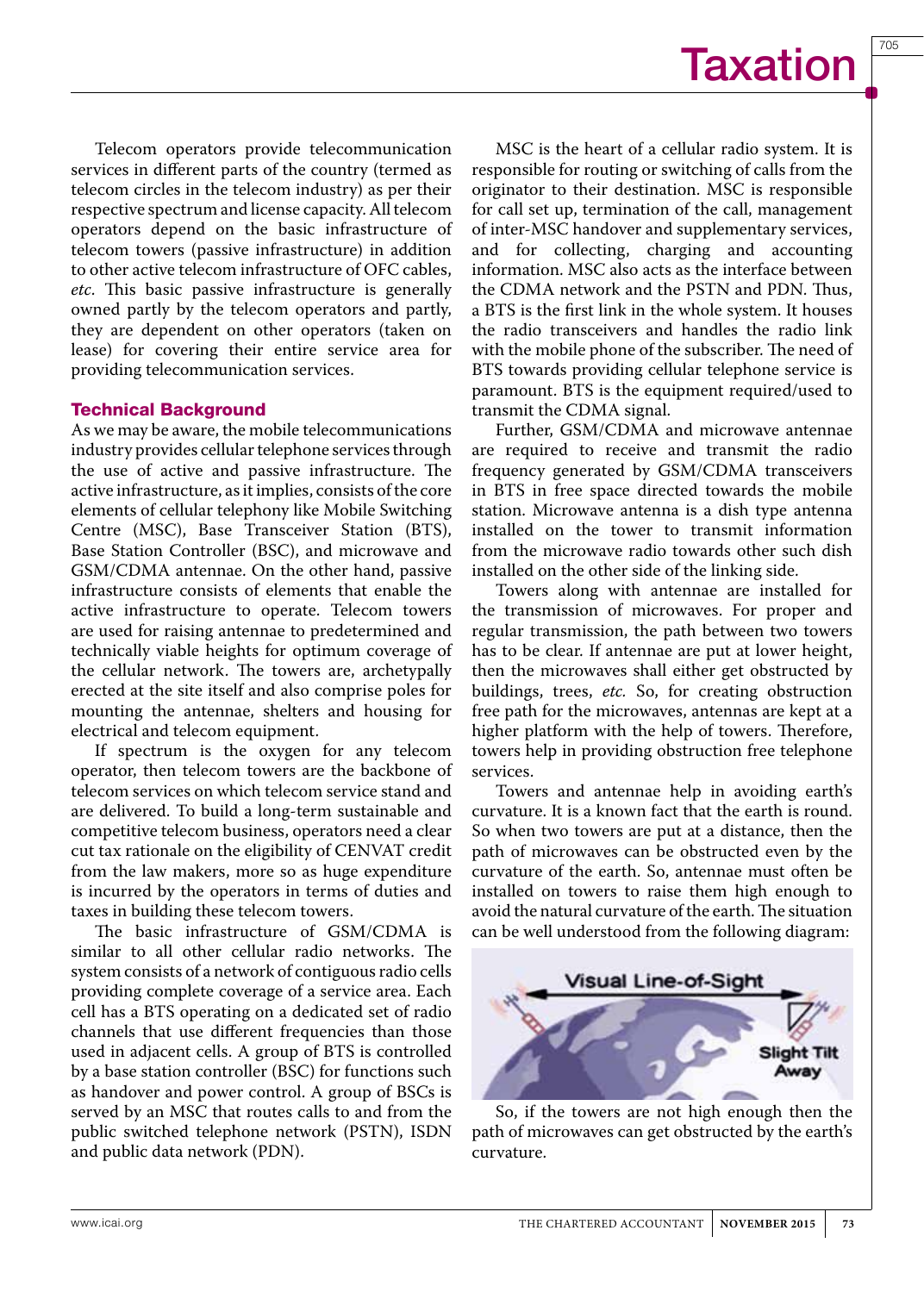Telecom operators provide telecommunication services in different parts of the country (termed as telecom circles in the telecom industry) as per their respective spectrum and license capacity. All telecom operators depend on the basic infrastructure of telecom towers (passive infrastructure) in addition to other active telecom infrastructure of OFC cables, *etc*. This basic passive infrastructure is generally owned partly by the telecom operators and partly, they are dependent on other operators (taken on lease) for covering their entire service area for providing telecommunication services.

## Technical Background

As we may be aware, the mobile telecommunications industry provides cellular telephone services through the use of active and passive infrastructure. The active infrastructure, as it implies, consists of the core elements of cellular telephony like Mobile Switching Centre (MSC), Base Transceiver Station (BTS), Base Station Controller (BSC), and microwave and GSM/CDMA antennae. On the other hand, passive infrastructure consists of elements that enable the active infrastructure to operate. Telecom towers are used for raising antennae to predetermined and technically viable heights for optimum coverage of the cellular network. The towers are, archetypally erected at the site itself and also comprise poles for mounting the antennae, shelters and housing for electrical and telecom equipment.

If spectrum is the oxygen for any telecom operator, then telecom towers are the backbone of telecom services on which telecom service stand and are delivered. To build a long-term sustainable and competitive telecom business, operators need a clear cut tax rationale on the eligibility of CENVAT credit from the law makers, more so as huge expenditure is incurred by the operators in terms of duties and taxes in building these telecom towers.

The basic infrastructure of GSM/CDMA is similar to all other cellular radio networks. The system consists of a network of contiguous radio cells providing complete coverage of a service area. Each cell has a BTS operating on a dedicated set of radio channels that use different frequencies than those used in adjacent cells. A group of BTS is controlled by a base station controller (BSC) for functions such as handover and power control. A group of BSCs is served by an MSC that routes calls to and from the public switched telephone network (PSTN), ISDN and public data network (PDN).

MSC is the heart of a cellular radio system. It is responsible for routing or switching of calls from the originator to their destination. MSC is responsible for call set up, termination of the call, management of inter-MSC handover and supplementary services, and for collecting, charging and accounting information. MSC also acts as the interface between the CDMA network and the PSTN and PDN. Thus, a BTS is the first link in the whole system. It houses the radio transceivers and handles the radio link with the mobile phone of the subscriber. The need of BTS towards providing cellular telephone service is paramount. BTS is the equipment required/used to transmit the CDMA signal.

Further, GSM/CDMA and microwave antennae are required to receive and transmit the radio frequency generated by GSM/CDMA transceivers in BTS in free space directed towards the mobile station. Microwave antenna is a dish type antenna installed on the tower to transmit information from the microwave radio towards other such dish installed on the other side of the linking side.

Towers along with antennae are installed for the transmission of microwaves. For proper and regular transmission, the path between two towers has to be clear. If antennae are put at lower height, then the microwaves shall either get obstructed by buildings, trees, *etc.* So, for creating obstruction free path for the microwaves, antennas are kept at a higher platform with the help of towers. Therefore, towers help in providing obstruction free telephone services.

Towers and antennae help in avoiding earth's curvature. It is a known fact that the earth is round. So when two towers are put at a distance, then the path of microwaves can be obstructed even by the curvature of the earth. So, antennae must often be installed on towers to raise them high enough to avoid the natural curvature of the earth. The situation can be well understood from the following diagram:

Visual Line-of-Sight

Slight Tilt Away

So, if the towers are not high enough then the path of microwaves can get obstructed by the earth's curvature.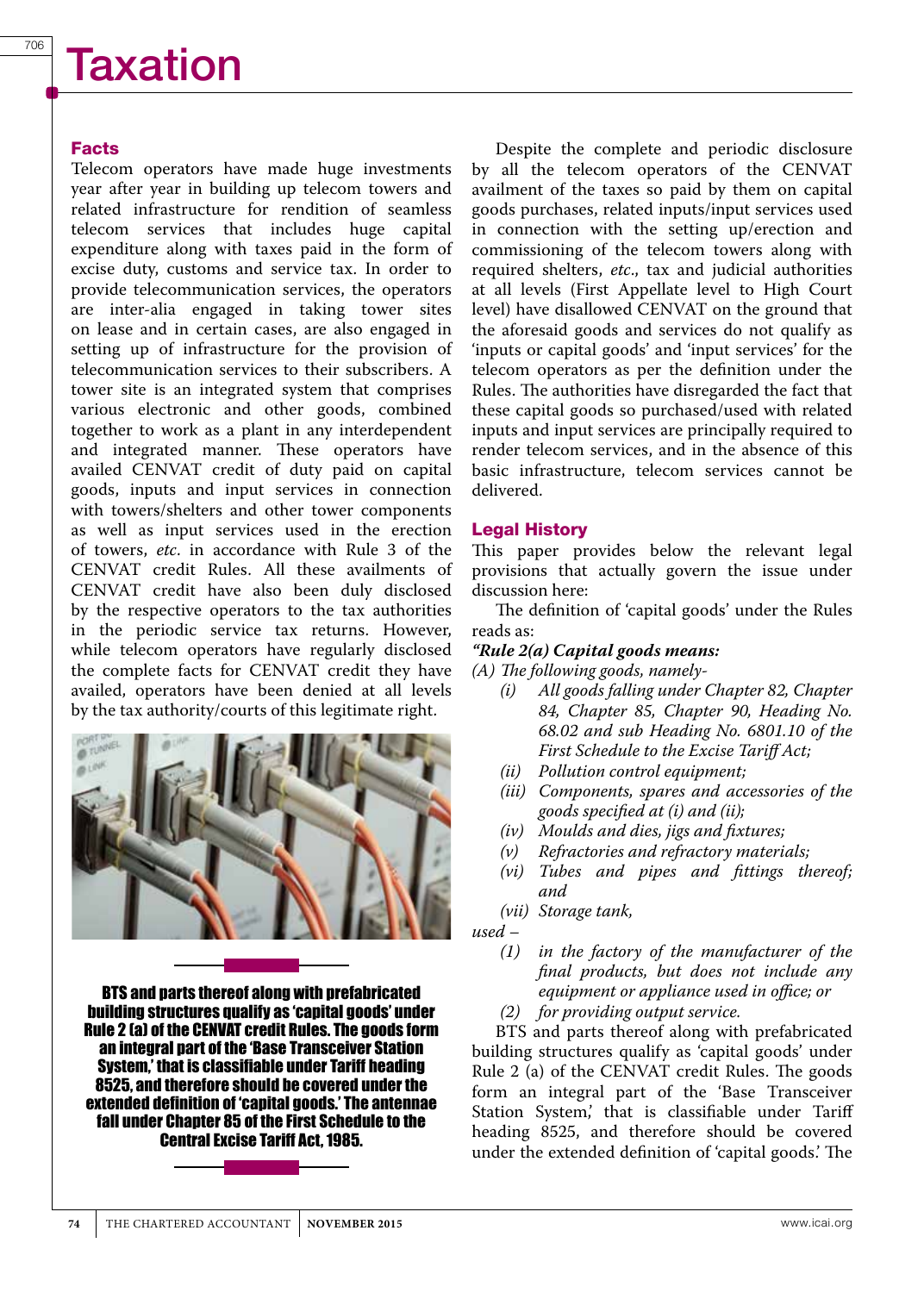# Taxation

## Facts

Telecom operators have made huge investments year after year in building up telecom towers and related infrastructure for rendition of seamless telecom services that includes huge capital expenditure along with taxes paid in the form of excise duty, customs and service tax. In order to provide telecommunication services, the operators are inter-alia engaged in taking tower sites on lease and in certain cases, are also engaged in setting up of infrastructure for the provision of telecommunication services to their subscribers. A tower site is an integrated system that comprises various electronic and other goods, combined together to work as a plant in any interdependent and integrated manner. These operators have availed CENVAT credit of duty paid on capital goods, inputs and input services in connection with towers/shelters and other tower components as well as input services used in the erection of towers, *etc*. in accordance with Rule 3 of the CENVAT credit Rules. All these availments of CENVAT credit have also been duly disclosed by the respective operators to the tax authorities in the periodic service tax returns. However, while telecom operators have regularly disclosed the complete facts for CENVAT credit they have availed, operators have been denied at all levels by the tax authority/courts of this legitimate right.

**BTS and parts thereof along with prefabricated building structures qualify as 'capital goods' under Rule 2 (a) of the CENVAT credit Rules. The goods form an integral part of the 'Base Transceiver Station System,' that is classifiable under Tariff heading 8525, and therefore should be covered under the extended definition of 'capital goods.' The antennae fall under Chapter 85 of the First Schedule to the Central Excise Tariff Act, 1985.**

Despite the complete and periodic disclosure by all the telecom operators of the CENVAT availment of the taxes so paid by them on capital goods purchases, related inputs/input services used in connection with the setting up/erection and commissioning of the telecom towers along with required shelters, *etc*., tax and judicial authorities at all levels (First Appellate level to High Court level) have disallowed CENVAT on the ground that the aforesaid goods and services do not qualify as 'inputs or capital goods' and 'input services' for the telecom operators as per the definition under the Rules. The authorities have disregarded the fact that these capital goods so purchased/used with related inputs and input services are principally required to render telecom services, and in the absence of this basic infrastructure, telecom services cannot be delivered.

## Legal History

This paper provides below the relevant legal provisions that actually govern the issue under discussion here:

The definition of 'capital goods' under the Rules reads as:

***"Rule 2(a) Capital goods means:***

*(A) The following goods, namely-*

- *(i) All goods falling under Chapter 82, Chapter 84, Chapter 85, Chapter 90, Heading No. 68.02 and sub Heading No. 6801.10 of the First Schedule to the Excise Tariff Act;*
- *(ii) Pollution control equipment;*
- *(iii) Components, spares and accessories of the goods specified at (i) and (ii);*
- *(iv) Moulds and dies, jigs and fixtures;*
- *(v) Refractories and refractory materials;*
- *(vi) Tubes and pipes and fittings thereof; and*
- *(vii) Storage tank,*

*used –*

- *(1) in the factory of the manufacturer of the final products, but does not include any equipment or appliance used in office; or*
- *(2) for providing output service.*

BTS and parts thereof along with prefabricated building structures qualify as 'capital goods' under Rule 2 (a) of the CENVAT credit Rules. The goods form an integral part of the 'Base Transceiver Station System,' that is classifiable under Tariff heading 8525, and therefore should be covered under the extended definition of 'capital goods.' The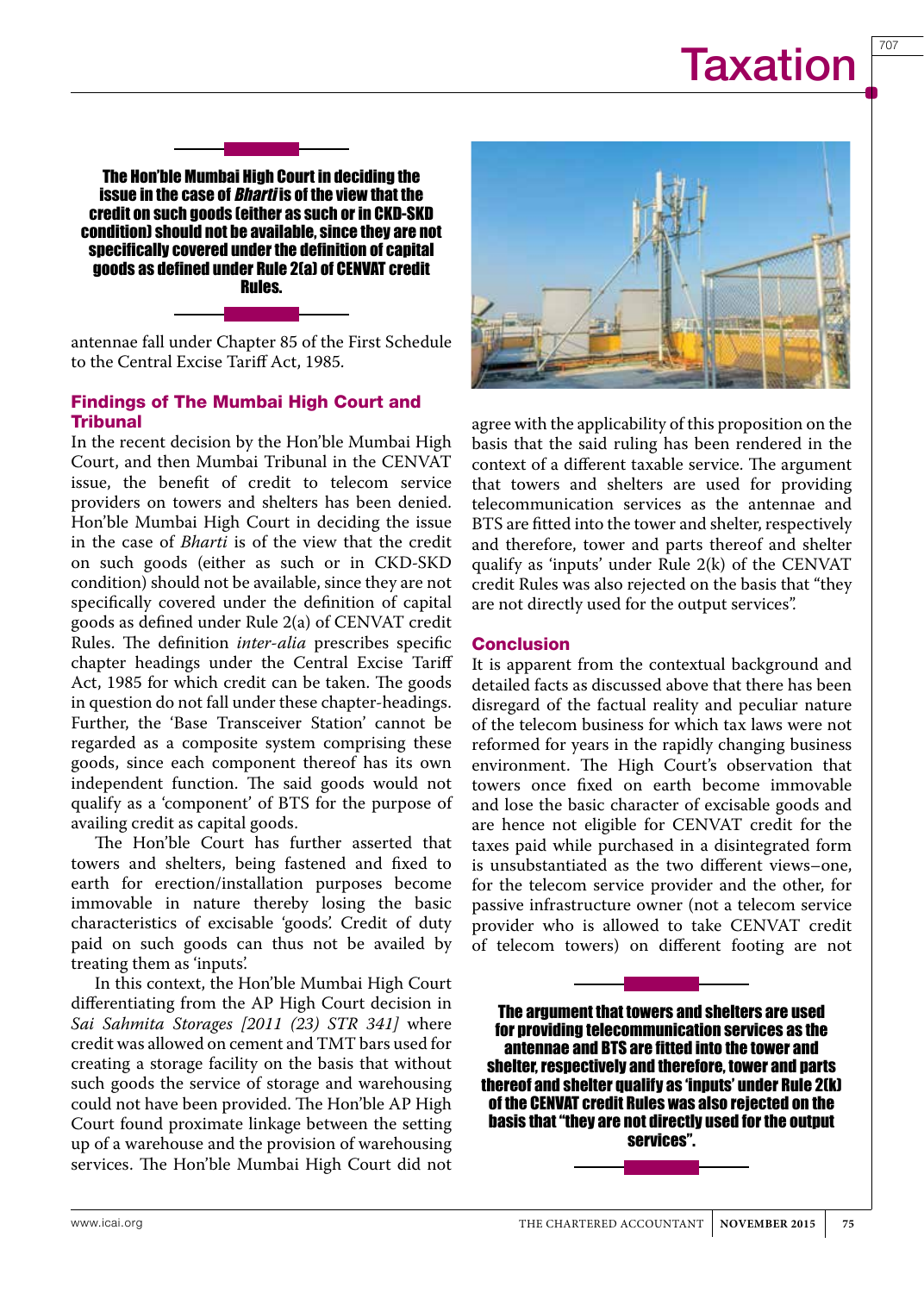> **The Hon'ble Mumbai High Court in deciding the issue in the case of *Bharti* is of the view that the credit on such goods (either as such or in CKD-SKD condition) should not be available, since they are not specifically covered under the definition of capital goods as defined under Rule 2(a) of CENVAT credit Rules.**

antennae fall under Chapter 85 of the First Schedule to the Central Excise Tariff Act, 1985.

## Findings of The Mumbai High Court and Tribunal

In the recent decision by the Hon'ble Mumbai High Court, and then Mumbai Tribunal in the CENVAT issue, the benefit of credit to telecom service providers on towers and shelters has been denied. Hon'ble Mumbai High Court in deciding the issue in the case of *Bharti* is of the view that the credit on such goods (either as such or in CKD-SKD condition) should not be available, since they are not specifically covered under the definition of capital goods as defined under Rule 2(a) of CENVAT credit Rules. The definition *inter-alia* prescribes specific chapter headings under the Central Excise Tariff Act, 1985 for which credit can be taken. The goods in question do not fall under these chapter-headings. Further, the 'Base Transceiver Station' cannot be regarded as a composite system comprising these goods, since each component thereof has its own independent function. The said goods would not qualify as a 'component' of BTS for the purpose of availing credit as capital goods.

The Hon'ble Court has further asserted that towers and shelters, being fastened and fixed to earth for erection/installation purposes become immovable in nature thereby losing the basic characteristics of excisable 'goods'. Credit of duty paid on such goods can thus not be availed by treating them as 'inputs'.

In this context, the Hon'ble Mumbai High Court differentiating from the AP High Court decision in *Sai Sahmita Storages [2011 (23) STR 341]* where credit was allowed on cement and TMT bars used for creating a storage facility on the basis that without such goods the service of storage and warehousing could not have been provided. The Hon'ble AP High Court found proximate linkage between the setting up of a warehouse and the provision of warehousing services. The Hon'ble Mumbai High Court did not agree with the applicability of this proposition on the basis that the said ruling has been rendered in the context of a different taxable service. The argument that towers and shelters are used for providing telecommunication services as the antennae and BTS are fitted into the tower and shelter, respectively and therefore, tower and parts thereof and shelter qualify as 'inputs' under Rule 2(k) of the CENVAT credit Rules was also rejected on the basis that "they are not directly used for the output services".

## Conclusion

It is apparent from the contextual background and detailed facts as discussed above that there has been disregard of the factual reality and peculiar nature of the telecom business for which tax laws were not reformed for years in the rapidly changing business environment. The High Court's observation that towers once fixed on earth become immovable and lose the basic character of excisable goods and are hence not eligible for CENVAT credit for the taxes paid while purchased in a disintegrated form is unsubstantiated as the two different views–one, for the telecom service provider and the other, for passive infrastructure owner (not a telecom service provider who is allowed to take CENVAT credit of telecom towers) on different footing are not

> **The argument that towers and shelters are used for providing telecommunication services as the antennae and BTS are fitted into the tower and shelter, respectively and therefore, tower and parts thereof and shelter qualify as 'inputs' under Rule 2(k) of the CENVAT credit Rules was also rejected on the basis that "they are not directly used for the output services".**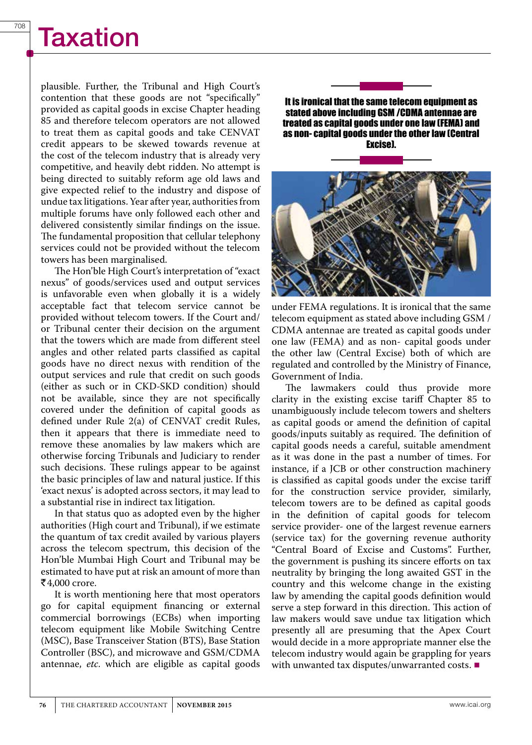# Taxation

plausible. Further, the Tribunal and High Court's contention that these goods are not "specifically" provided as capital goods in excise Chapter heading 85 and therefore telecom operators are not allowed to treat them as capital goods and take CENVAT credit appears to be skewed towards revenue at the cost of the telecom industry that is already very competitive, and heavily debt ridden. No attempt is being directed to suitably reform age old laws and give expected relief to the industry and dispose of undue tax litigations. Year after year, authorities from multiple forums have only followed each other and delivered consistently similar findings on the issue. The fundamental proposition that cellular telephony services could not be provided without the telecom towers has been marginalised.

The Hon'ble High Court's interpretation of "exact nexus" of goods/services used and output services is unfavorable even when globally it is a widely acceptable fact that telecom service cannot be provided without telecom towers. If the Court and/or Tribunal center their decision on the argument that the towers which are made from different steel angles and other related parts classified as capital goods have no direct nexus with rendition of the output services and rule that credit on such goods (either as such or in CKD-SKD condition) should not be available, since they are not specifically covered under the definition of capital goods as defined under Rule 2(a) of CENVAT credit Rules, then it appears that there is immediate need to remove these anomalies by law makers which are otherwise forcing Tribunals and Judiciary to render such decisions. These rulings appear to be against the basic principles of law and natural justice. If this 'exact nexus' is adopted across sectors, it may lead to a substantial rise in indirect tax litigation.

In that status quo as adopted even by the higher authorities (High court and Tribunal), if we estimate the quantum of tax credit availed by various players across the telecom spectrum, this decision of the Hon'ble Mumbai High Court and Tribunal may be estimated to have put at risk an amount of more than ₹4,000 crore.

It is worth mentioning here that most operators go for capital equipment financing or external commercial borrowings (ECBs) when importing telecom equipment like Mobile Switching Centre (MSC), Base Transceiver Station (BTS), Base Station Controller (BSC), and microwave and GSM/CDMA antennae, *etc.* which are eligible as capital goods under FEMA regulations. It is ironical that the same telecom equipment as stated above including GSM / CDMA antennae are treated as capital goods under one law (FEMA) and as non- capital goods under the other law (Central Excise) both of which are regulated and controlled by the Ministry of Finance, Government of India.

**It is ironical that the same telecom equipment as stated above including GSM /CDMA antennae are treated as capital goods under one law (FEMA) and as non- capital goods under the other law (Central Excise).**

The lawmakers could thus provide more clarity in the existing excise tariff Chapter 85 to unambiguously include telecom towers and shelters as capital goods or amend the definition of capital goods/inputs suitably as required. The definition of capital goods needs a careful, suitable amendment as it was done in the past a number of times. For instance, if a JCB or other construction machinery is classified as capital goods under the excise tariff for the construction service provider, similarly, telecom towers are to be defined as capital goods in the definition of capital goods for telecom service provider- one of the largest revenue earners (service tax) for the governing revenue authority "Central Board of Excise and Customs". Further, the government is pushing its sincere efforts on tax neutrality by bringing the long awaited GST in the country and this welcome change in the existing law by amending the capital goods definition would serve a step forward in this direction. This action of law makers would save undue tax litigation which presently all are presuming that the Apex Court would decide in a more appropriate manner else the telecom industry would again be grappling for years with unwanted tax disputes/unwarranted costs. ■